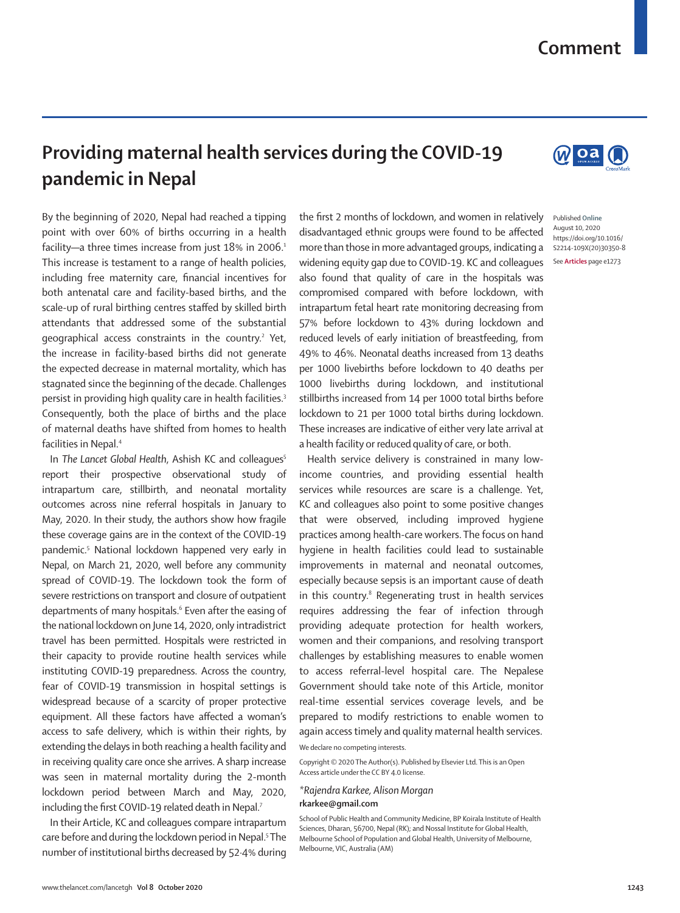Comment

# Providing maternal health services during the COVID-19 pandemic in Nepal

By the beginning of 2020, Nepal had reached a tipping point with over 60% of births occurring in a health facility—a three times increase from just 18% in 2006.[1] This increase is testament to a range of health policies, including free maternity care, financial incentives for both antenatal care and facility-based births, and the scale-up of rural birthing centres staffed by skilled birth attendants that addressed some of the substantial geographical access constraints in the country.[2] Yet, the increase in facility-based births did not generate the expected decrease in maternal mortality, which has stagnated since the beginning of the decade. Challenges persist in providing high quality care in health facilities.[3] Consequently, both the place of births and the place of maternal deaths have shifted from homes to health facilities in Nepal.[4]

In *The Lancet Global Health*, Ashish KC and colleagues[5] report their prospective observational study of intrapartum care, stillbirth, and neonatal mortality outcomes across nine referral hospitals in January to May, 2020. In their study, the authors show how fragile these coverage gains are in the context of the COVID-19 pandemic.[5] National lockdown happened very early in Nepal, on March 21, 2020, well before any community spread of COVID-19. The lockdown took the form of severe restrictions on transport and closure of outpatient departments of many hospitals.[6] Even after the easing of the national lockdown on June 14, 2020, only intradistrict travel has been permitted. Hospitals were restricted in their capacity to provide routine health services while instituting COVID-19 preparedness. Across the country, fear of COVID-19 transmission in hospital settings is widespread because of a scarcity of proper protective equipment. All these factors have affected a woman's access to safe delivery, which is within their rights, by extending the delays in both reaching a health facility and in receiving quality care once she arrives. A sharp increase was seen in maternal mortality during the 2-month lockdown period between March and May, 2020, including the first COVID-19 related death in Nepal.[7]

In their Article, KC and colleagues compare intrapartum care before and during the lockdown period in Nepal.[5] The number of institutional births decreased by 52·4% during the first 2 months of lockdown, and women in relatively disadvantaged ethnic groups were found to be affected more than those in more advantaged groups, indicating a widening equity gap due to COVID-19. KC and colleagues also found that quality of care in the hospitals was compromised compared with before lockdown, with intrapartum fetal heart rate monitoring decreasing from 57% before lockdown to 43% during lockdown and reduced levels of early initiation of breastfeeding, from 49% to 46%. Neonatal deaths increased from 13 deaths per 1000 livebirths before lockdown to 40 deaths per 1000 livebirths during lockdown, and institutional stillbirths increased from 14 per 1000 total births before lockdown to 21 per 1000 total births during lockdown. These increases are indicative of either very late arrival at a health facility or reduced quality of care, or both.

Health service delivery is constrained in many low-income countries, and providing essential health services while resources are scare is a challenge. Yet, KC and colleagues also point to some positive changes that were observed, including improved hygiene practices among health-care workers. The focus on hand hygiene in health facilities could lead to sustainable improvements in maternal and neonatal outcomes, especially because sepsis is an important cause of death in this country.[8] Regenerating trust in health services requires addressing the fear of infection through providing adequate protection for health workers, women and their companions, and resolving transport challenges by establishing measures to enable women to access referral-level hospital care. The Nepalese Government should take note of this Article, monitor real-time essential services coverage levels, and be prepared to modify restrictions to enable women to again access timely and quality maternal health services.

We declare no competing interests.

Copyright © 2020 The Author(s). Published by Elsevier Ltd. This is an Open Access article under the CC BY 4.0 license.

*\*Rajendra Karkee, Alison Morgan*
**rkarkee@gmail.com**

School of Public Health and Community Medicine, BP Koirala Institute of Health Sciences, Dharan, 56700, Nepal (RK); and Nossal Institute for Global Health, Melbourne School of Population and Global Health, University of Melbourne, Melbourne, VIC, Australia (AM)

Published Online August 10, 2020 https://doi.org/10.1016/S2214-109X(20)30350-8

See **Articles** page e1273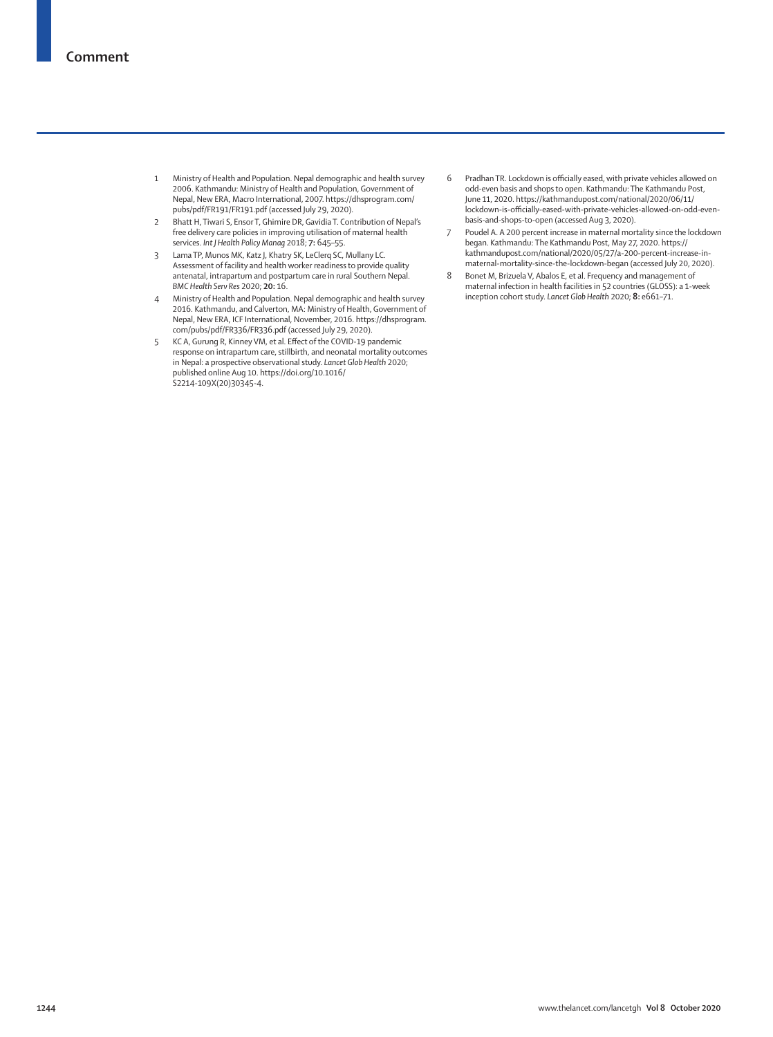1. Ministry of Health and Population. Nepal demographic and health survey 2006. Kathmandu: Ministry of Health and Population, Government of Nepal, New ERA, Macro International, 2007. https://dhsprogram.com/pubs/pdf/FR191/FR191.pdf (accessed July 29, 2020).
2. Bhatt H, Tiwari S, Ensor T, Ghimire DR, Gavidia T. Contribution of Nepal's free delivery care policies in improving utilisation of maternal health services. *Int J Health Policy Manag* 2018; **7:** 645–55.
3. Lama TP, Munos MK, Katz J, Khatry SK, LeClerq SC, Mullany LC. Assessment of facility and health worker readiness to provide quality antenatal, intrapartum and postpartum care in rural Southern Nepal. *BMC Health Serv Res* 2020; **20:** 16.
4. Ministry of Health and Population. Nepal demographic and health survey 2016. Kathmandu, and Calverton, MA: Ministry of Health, Government of Nepal, New ERA, ICF International, November, 2016. https://dhsprogram.com/pubs/pdf/FR336/FR336.pdf (accessed July 29, 2020).
5. KC A, Gurung R, Kinney VM, et al. Effect of the COVID-19 pandemic response on intrapartum care, stillbirth, and neonatal mortality outcomes in Nepal: a prospective observational study. *Lancet Glob Health* 2020; published online Aug 10. https://doi.org/10.1016/S2214-109X(20)30345-4.
6. Pradhan TR. Lockdown is officially eased, with private vehicles allowed on odd-even basis and shops to open. Kathmandu: The Kathmandu Post, June 11, 2020. https://kathmandupost.com/national/2020/06/11/lockdown-is-officially-eased-with-private-vehicles-allowed-on-odd-even-basis-and-shops-to-open (accessed Aug 3, 2020).
7. Poudel A. A 200 percent increase in maternal mortality since the lockdown began. Kathmandu: The Kathmandu Post, May 27, 2020. https://kathmandupost.com/national/2020/05/27/a-200-percent-increase-in-maternal-mortality-since-the-lockdown-began (accessed July 20, 2020).
8. Bonet M, Brizuela V, Abalos E, et al. Frequency and management of maternal infection in health facilities in 52 countries (GLOSS): a 1-week inception cohort study. *Lancet Glob Health* 2020; **8:** e661–71.